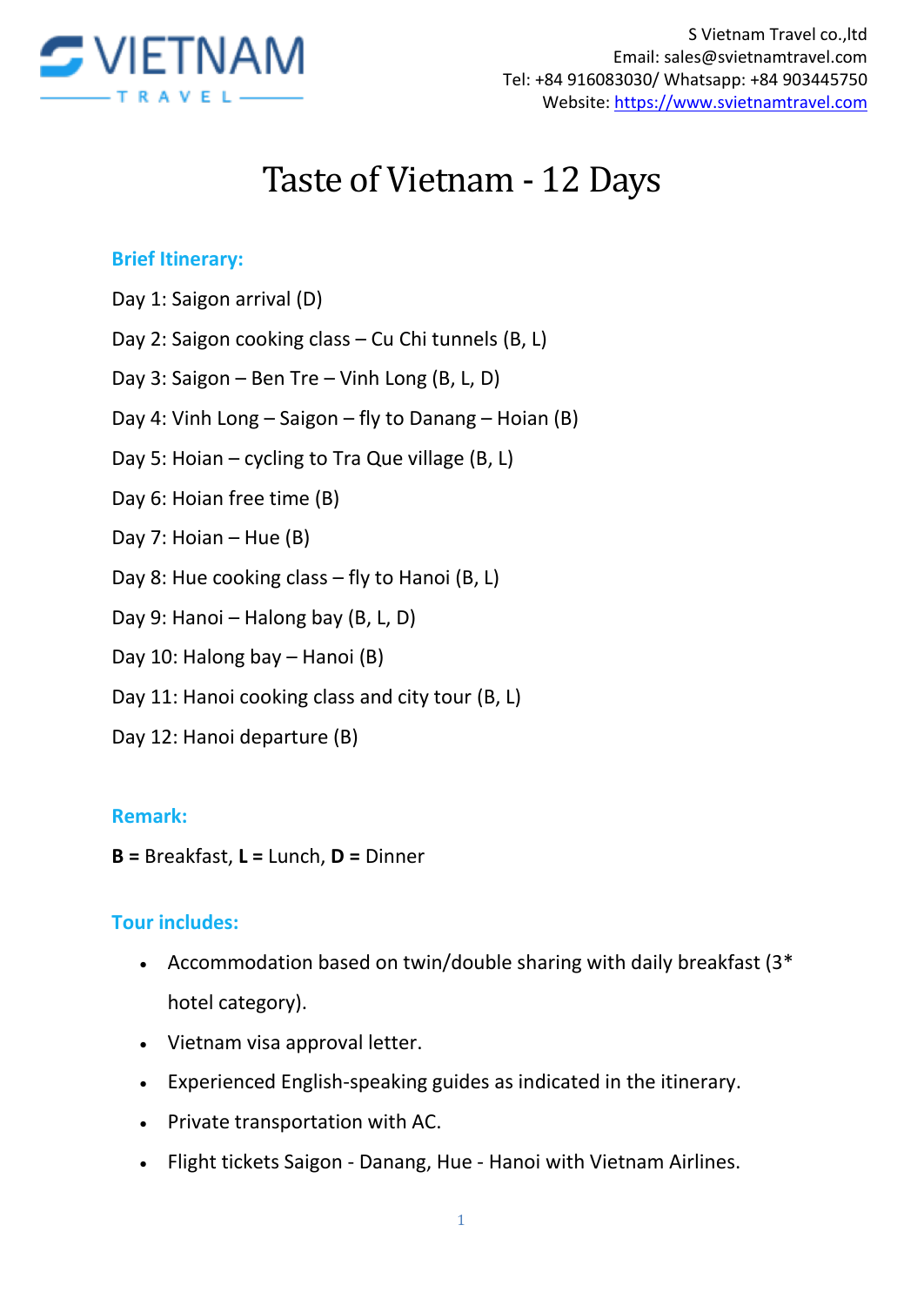S Vietnam Travel co.,ltd
Email: sales@svietnamtravel.com
Tel: +84 916083030/ Whatsapp: +84 903445750
Website: [https://www.svietnamtravel.com](https://www.svietnamtravel.com)

# Taste of Vietnam - 12 Days

## Brief Itinerary:

Day 1: Saigon arrival (D)

Day 2: Saigon cooking class – Cu Chi tunnels (B, L)

Day 3: Saigon – Ben Tre – Vinh Long (B, L, D)

Day 4: Vinh Long – Saigon – fly to Danang – Hoian (B)

Day 5: Hoian – cycling to Tra Que village (B, L)

Day 6: Hoian free time (B)

Day 7: Hoian – Hue (B)

Day 8: Hue cooking class – fly to Hanoi (B, L)

Day 9: Hanoi – Halong bay (B, L, D)

Day 10: Halong bay – Hanoi (B)

Day 11: Hanoi cooking class and city tour (B, L)

Day 12: Hanoi departure (B)

## Remark:

**B =** Breakfast, **L =** Lunch, **D =** Dinner

## Tour includes:

- Accommodation based on twin/double sharing with daily breakfast (3* hotel category).
- Vietnam visa approval letter.
- Experienced English-speaking guides as indicated in the itinerary.
- Private transportation with AC.
- Flight tickets Saigon - Danang, Hue - Hanoi with Vietnam Airlines.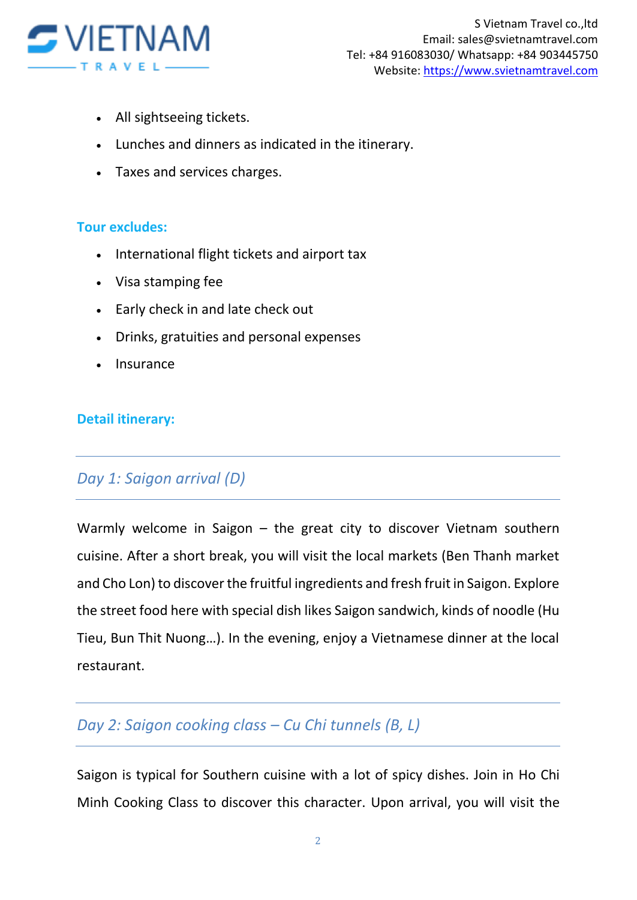- All sightseeing tickets.
- Lunches and dinners as indicated in the itinerary.
- Taxes and services charges.

**Tour excludes:**

- International flight tickets and airport tax
- Visa stamping fee
- Early check in and late check out
- Drinks, gratuities and personal expenses
- Insurance

**Detail itinerary:**

## *Day 1: Saigon arrival (D)*

Warmly welcome in Saigon – the great city to discover Vietnam southern cuisine. After a short break, you will visit the local markets (Ben Thanh market and Cho Lon) to discover the fruitful ingredients and fresh fruit in Saigon. Explore the street food here with special dish likes Saigon sandwich, kinds of noodle (Hu Tieu, Bun Thit Nuong…). In the evening, enjoy a Vietnamese dinner at the local restaurant.

## *Day 2: Saigon cooking class – Cu Chi tunnels (B, L)*

Saigon is typical for Southern cuisine with a lot of spicy dishes. Join in Ho Chi Minh Cooking Class to discover this character. Upon arrival, you will visit the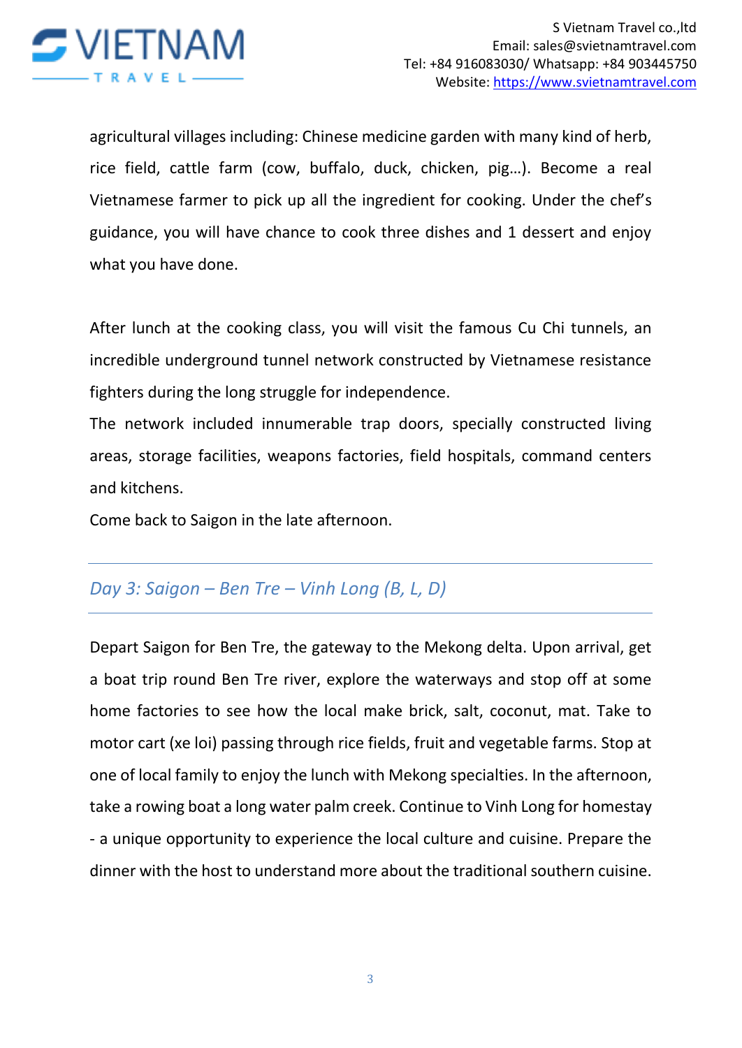agricultural villages including: Chinese medicine garden with many kind of herb, rice field, cattle farm (cow, buffalo, duck, chicken, pig…). Become a real Vietnamese farmer to pick up all the ingredient for cooking. Under the chef's guidance, you will have chance to cook three dishes and 1 dessert and enjoy what you have done.

After lunch at the cooking class, you will visit the famous Cu Chi tunnels, an incredible underground tunnel network constructed by Vietnamese resistance fighters during the long struggle for independence.

The network included innumerable trap doors, specially constructed living areas, storage facilities, weapons factories, field hospitals, command centers and kitchens.

Come back to Saigon in the late afternoon.

## *Day 3: Saigon – Ben Tre – Vinh Long (B, L, D)*

Depart Saigon for Ben Tre, the gateway to the Mekong delta. Upon arrival, get a boat trip round Ben Tre river, explore the waterways and stop off at some home factories to see how the local make brick, salt, coconut, mat. Take to motor cart (xe loi) passing through rice fields, fruit and vegetable farms. Stop at one of local family to enjoy the lunch with Mekong specialties. In the afternoon, take a rowing boat a long water palm creek. Continue to Vinh Long for homestay - a unique opportunity to experience the local culture and cuisine. Prepare the dinner with the host to understand more about the traditional southern cuisine.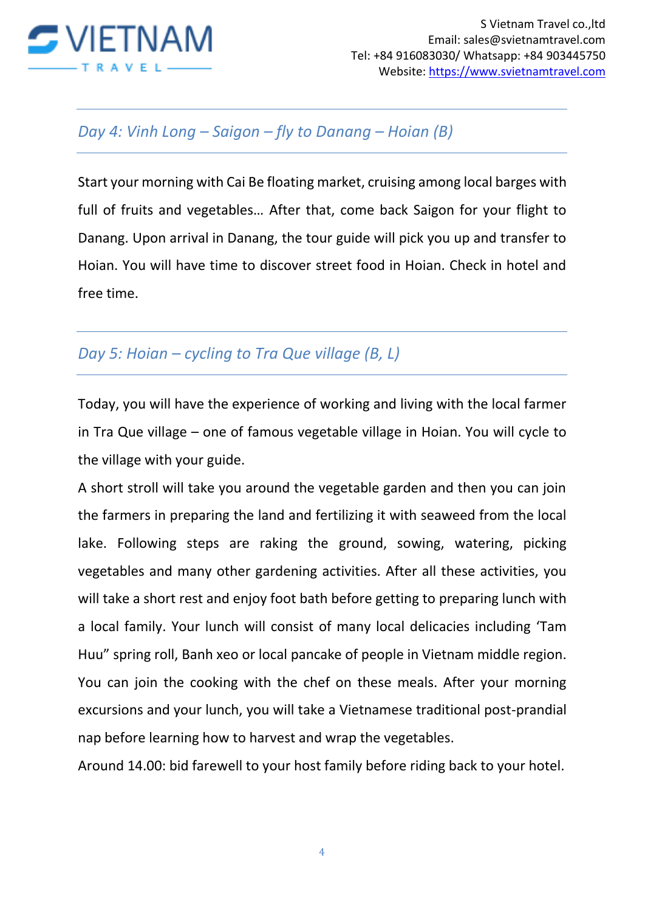## *Day 4: Vinh Long – Saigon – fly to Danang – Hoian (B)*

Start your morning with Cai Be floating market, cruising among local barges with full of fruits and vegetables… After that, come back Saigon for your flight to Danang. Upon arrival in Danang, the tour guide will pick you up and transfer to Hoian. You will have time to discover street food in Hoian. Check in hotel and free time.

## *Day 5: Hoian – cycling to Tra Que village (B, L)*

Today, you will have the experience of working and living with the local farmer in Tra Que village – one of famous vegetable village in Hoian. You will cycle to the village with your guide.

A short stroll will take you around the vegetable garden and then you can join the farmers in preparing the land and fertilizing it with seaweed from the local lake. Following steps are raking the ground, sowing, watering, picking vegetables and many other gardening activities. After all these activities, you will take a short rest and enjoy foot bath before getting to preparing lunch with a local family. Your lunch will consist of many local delicacies including 'Tam Huu" spring roll, Banh xeo or local pancake of people in Vietnam middle region. You can join the cooking with the chef on these meals. After your morning excursions and your lunch, you will take a Vietnamese traditional post-prandial nap before learning how to harvest and wrap the vegetables.

Around 14.00: bid farewell to your host family before riding back to your hotel.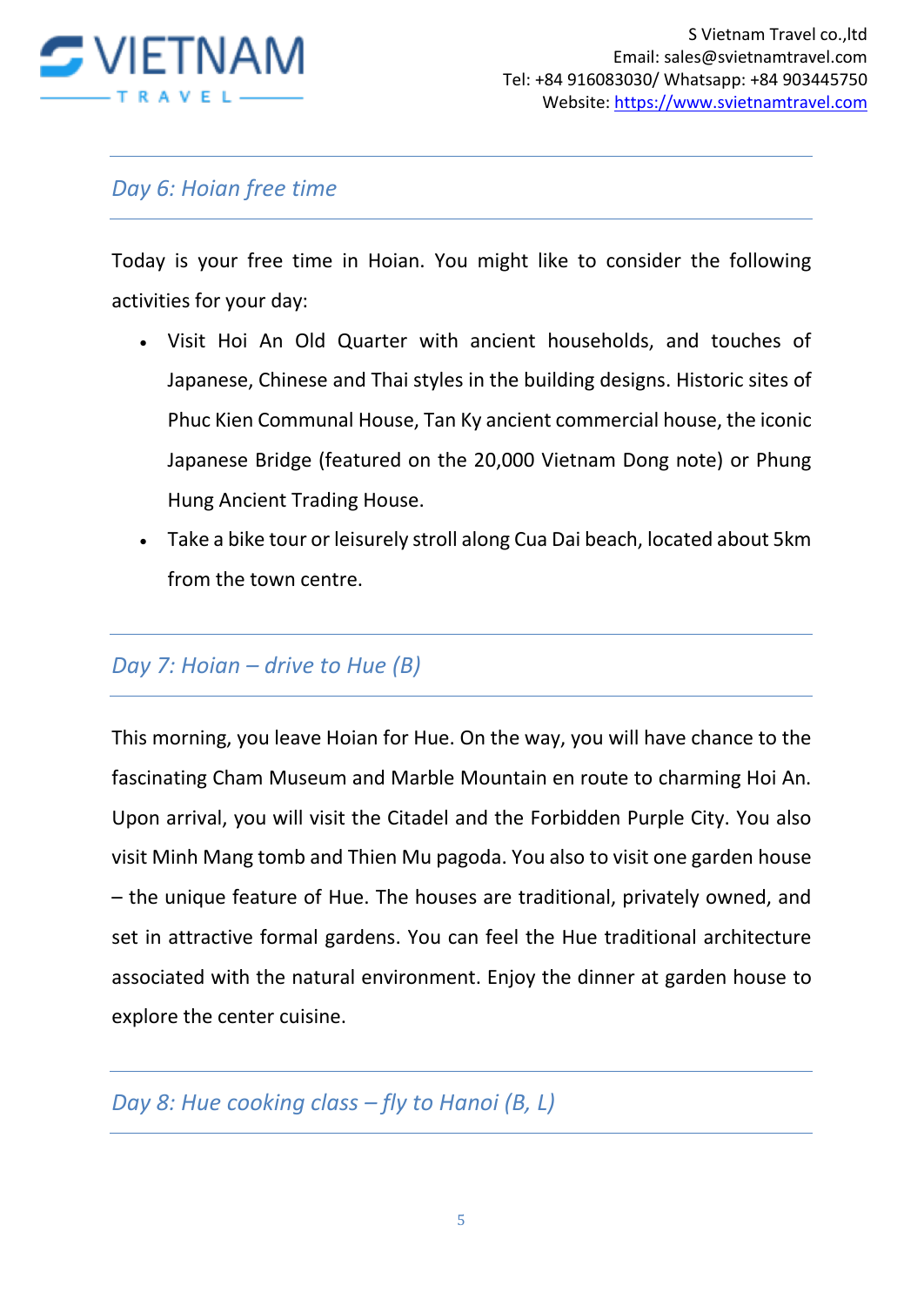## *Day 6: Hoian free time*

Today is your free time in Hoian. You might like to consider the following activities for your day:

- Visit Hoi An Old Quarter with ancient households, and touches of Japanese, Chinese and Thai styles in the building designs. Historic sites of Phuc Kien Communal House, Tan Ky ancient commercial house, the iconic Japanese Bridge (featured on the 20,000 Vietnam Dong note) or Phung Hung Ancient Trading House.
- Take a bike tour or leisurely stroll along Cua Dai beach, located about 5km from the town centre.

## *Day 7: Hoian – drive to Hue (B)*

This morning, you leave Hoian for Hue. On the way, you will have chance to the fascinating Cham Museum and Marble Mountain en route to charming Hoi An. Upon arrival, you will visit the Citadel and the Forbidden Purple City. You also visit Minh Mang tomb and Thien Mu pagoda. You also to visit one garden house – the unique feature of Hue. The houses are traditional, privately owned, and set in attractive formal gardens. You can feel the Hue traditional architecture associated with the natural environment. Enjoy the dinner at garden house to explore the center cuisine.

## *Day 8: Hue cooking class – fly to Hanoi (B, L)*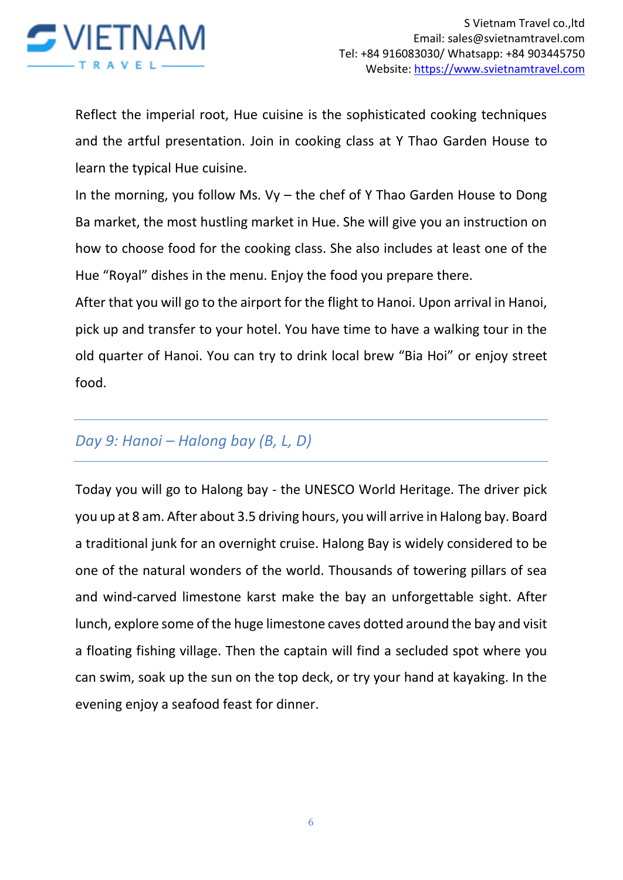Reflect the imperial root, Hue cuisine is the sophisticated cooking techniques and the artful presentation. Join in cooking class at Y Thao Garden House to learn the typical Hue cuisine.

In the morning, you follow Ms. Vy – the chef of Y Thao Garden House to Dong Ba market, the most hustling market in Hue. She will give you an instruction on how to choose food for the cooking class. She also includes at least one of the Hue "Royal" dishes in the menu. Enjoy the food you prepare there.

After that you will go to the airport for the flight to Hanoi. Upon arrival in Hanoi, pick up and transfer to your hotel. You have time to have a walking tour in the old quarter of Hanoi. You can try to drink local brew "Bia Hoi" or enjoy street food.

## *Day 9: Hanoi – Halong bay (B, L, D)*

Today you will go to Halong bay - the UNESCO World Heritage. The driver pick you up at 8 am. After about 3.5 driving hours, you will arrive in Halong bay. Board a traditional junk for an overnight cruise. Halong Bay is widely considered to be one of the natural wonders of the world. Thousands of towering pillars of sea and wind-carved limestone karst make the bay an unforgettable sight. After lunch, explore some of the huge limestone caves dotted around the bay and visit a floating fishing village. Then the captain will find a secluded spot where you can swim, soak up the sun on the top deck, or try your hand at kayaking. In the evening enjoy a seafood feast for dinner.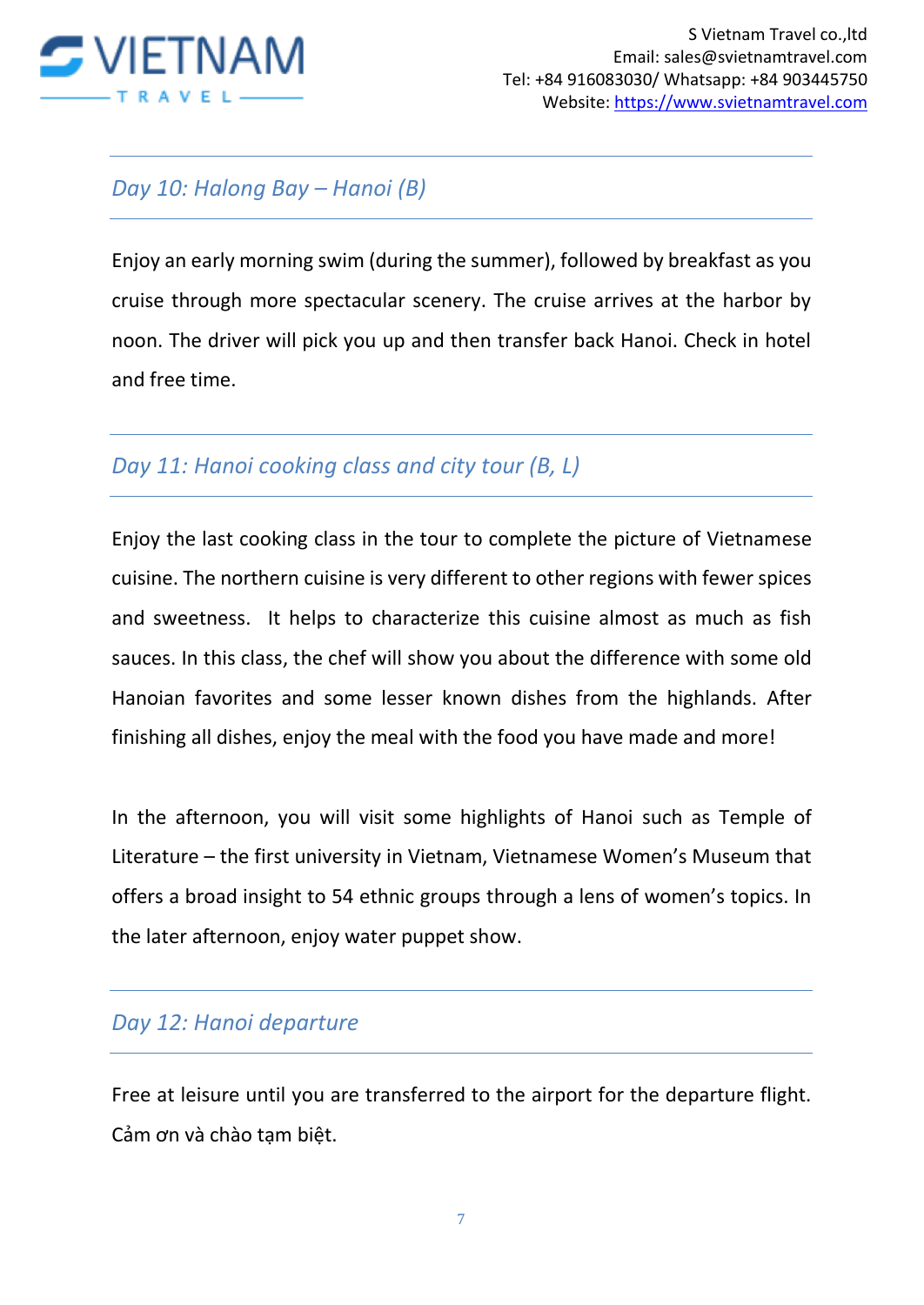## *Day 10: Halong Bay – Hanoi (B)*

Enjoy an early morning swim (during the summer), followed by breakfast as you cruise through more spectacular scenery. The cruise arrives at the harbor by noon. The driver will pick you up and then transfer back Hanoi. Check in hotel and free time.

## *Day 11: Hanoi cooking class and city tour (B, L)*

Enjoy the last cooking class in the tour to complete the picture of Vietnamese cuisine. The northern cuisine is very different to other regions with fewer spices and sweetness. It helps to characterize this cuisine almost as much as fish sauces. In this class, the chef will show you about the difference with some old Hanoian favorites and some lesser known dishes from the highlands. After finishing all dishes, enjoy the meal with the food you have made and more!

In the afternoon, you will visit some highlights of Hanoi such as Temple of Literature – the first university in Vietnam, Vietnamese Women's Museum that offers a broad insight to 54 ethnic groups through a lens of women's topics. In the later afternoon, enjoy water puppet show.

## *Day 12: Hanoi departure*

Free at leisure until you are transferred to the airport for the departure flight. Cảm ơn và chào tạm biệt.